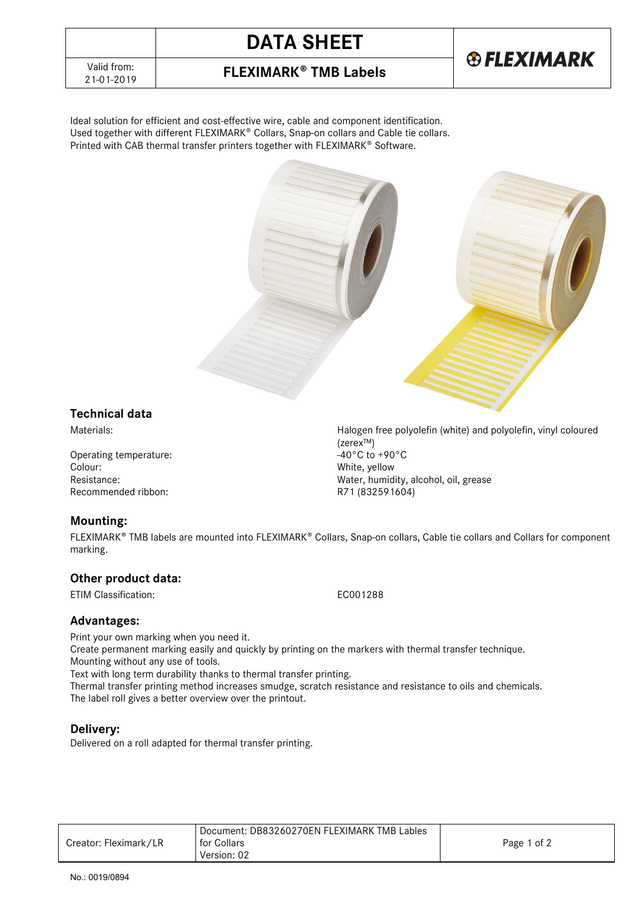# DATA SHEET

## FLEXIMARK® TMB Labels

Valid from: 21-01-2019

Ideal solution for efficient and cost-effective wire, cable and component identification.
Used together with different FLEXIMARK® Collars, Snap-on collars and Cable tie collars.
Printed with CAB thermal transfer printers together with FLEXIMARK® Software.

### Technical data

| | |
|---|---|
| Materials: | Halogen free polyolefin (white) and polyolefin, vinyl coloured (zerex™) |
| Operating temperature: | -40°C to +90°C |
| Colour: | White, yellow |
| Resistance: | Water, humidity, alcohol, oil, grease |
| Recommended ribbon: | R71 (832591604) |

### Mounting:

FLEXIMARK® TMB labels are mounted into FLEXIMARK® Collars, Snap-on collars, Cable tie collars and Collars for component marking.

### Other product data:

| | |
|---|---|
| ETIM Classification: | EC001288 |

### Advantages:

Print your own marking when you need it.
Create permanent marking easily and quickly by printing on the markers with thermal transfer technique.
Mounting without any use of tools.
Text with long term durability thanks to thermal transfer printing.
Thermal transfer printing method increases smudge, scratch resistance and resistance to oils and chemicals.
The label roll gives a better overview over the printout.

### Delivery:

Delivered on a roll adapted for thermal transfer printing.

Creator: Fleximark/LR | Document: DB83260270EN FLEXIMARK TMB Lables for Collars Version: 02

No.: 0019/0894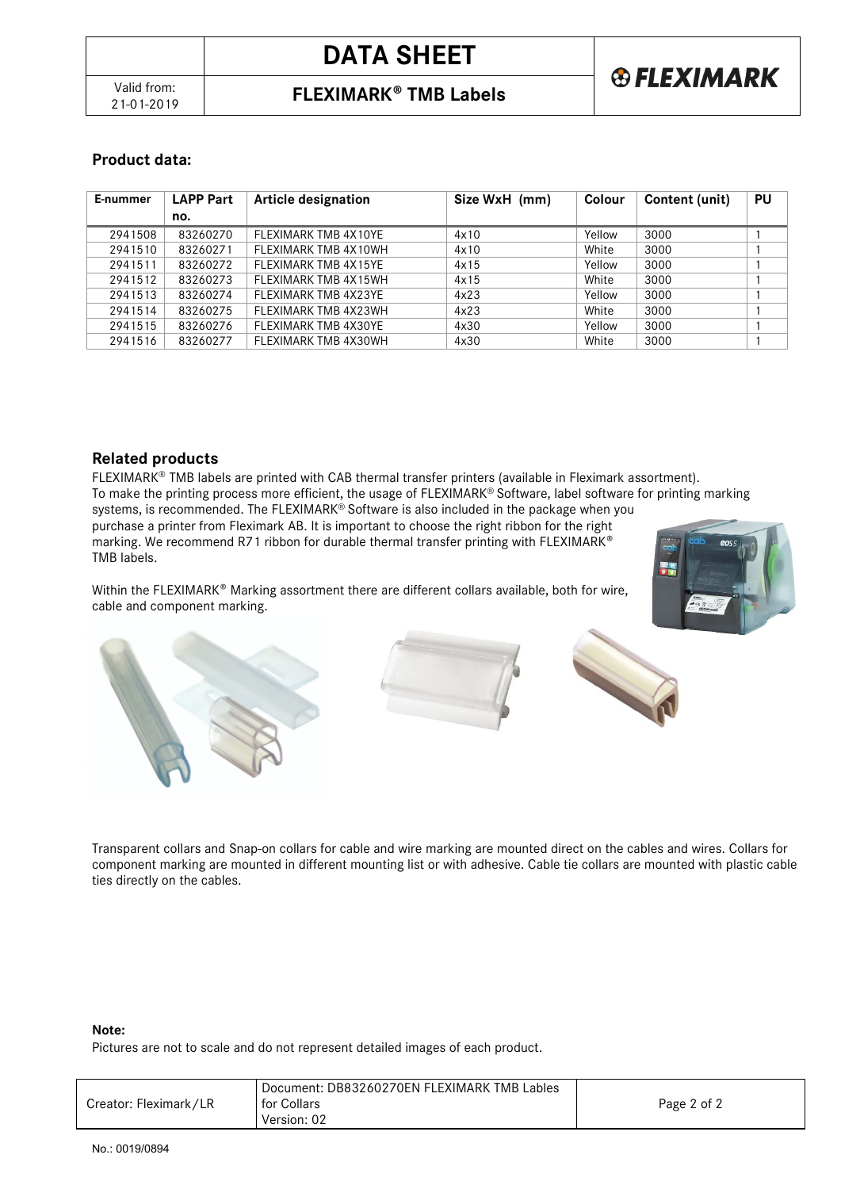## Product data:

| E-nummer | LAPP Part no. | Article designation | Size WxH (mm) | Colour | Content (unit) | PU |
|---|---|---|---|---|---|---|
| 2941508 | 83260270 | FLEXIMARK TMB 4X10YE | 4x10 | Yellow | 3000 | 1 |
| 2941510 | 83260271 | FLEXIMARK TMB 4X10WH | 4x10 | White | 3000 | 1 |
| 2941511 | 83260272 | FLEXIMARK TMB 4X15YE | 4x15 | Yellow | 3000 | 1 |
| 2941512 | 83260273 | FLEXIMARK TMB 4X15WH | 4x15 | White | 3000 | 1 |
| 2941513 | 83260274 | FLEXIMARK TMB 4X23YE | 4x23 | Yellow | 3000 | 1 |
| 2941514 | 83260275 | FLEXIMARK TMB 4X23WH | 4x23 | White | 3000 | 1 |
| 2941515 | 83260276 | FLEXIMARK TMB 4X30YE | 4x30 | Yellow | 3000 | 1 |
| 2941516 | 83260277 | FLEXIMARK TMB 4X30WH | 4x30 | White | 3000 | 1 |

## Related products

FLEXIMARK® TMB labels are printed with CAB thermal transfer printers (available in Fleximark assortment). To make the printing process more efficient, the usage of FLEXIMARK® Software, label software for printing marking systems, is recommended. The FLEXIMARK® Software is also included in the package when you purchase a printer from Fleximark AB. It is important to choose the right ribbon for the right marking. We recommend R71 ribbon for durable thermal transfer printing with FLEXIMARK® TMB labels.

Within the FLEXIMARK® Marking assortment there are different collars available, both for wire, cable and component marking.

Transparent collars and Snap-on collars for cable and wire marking are mounted direct on the cables and wires. Collars for component marking are mounted in different mounting list or with adhesive. Cable tie collars are mounted with plastic cable ties directly on the cables.

**Note:**

Pictures are not to scale and do not represent detailed images of each product.